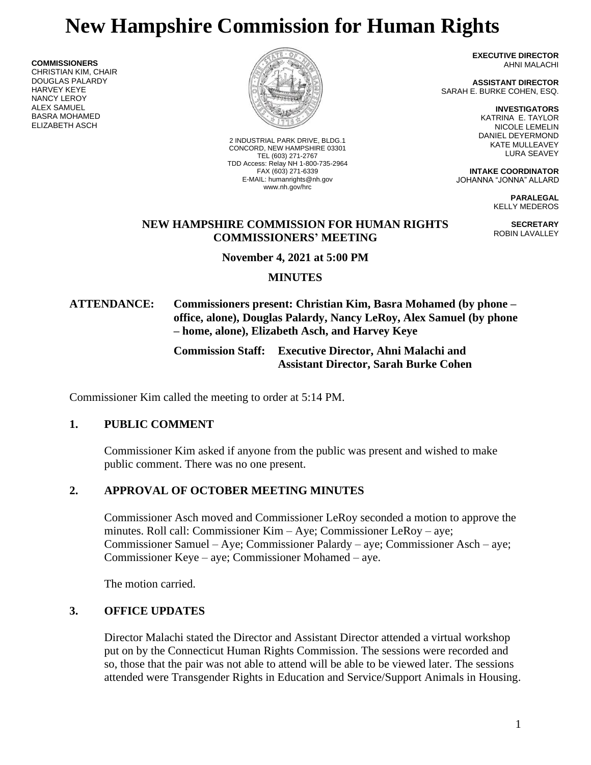# New Hampshire Commission for Human Rights

**COMMISSIONERS**
CHRISTIAN KIM, CHAIR
DOUGLAS PALARDY
HARVEY KEYE
NANCY LEROY
ALEX SAMUEL
BASRA MOHAMED
ELIZABETH ASCH

2 INDUSTRIAL PARK DRIVE, BLDG.1
CONCORD, NEW HAMPSHIRE 03301
TEL (603) 271-2767
TDD Access: Relay NH 1-800-735-2964
FAX (603) 271-6339
E-MAIL: humanrights@nh.gov
www.nh.gov/hrc

**EXECUTIVE DIRECTOR**
AHNI MALACHI

**ASSISTANT DIRECTOR**
SARAH E. BURKE COHEN, ESQ.

**INVESTIGATORS**
KATRINA E. TAYLOR
NICOLE LEMELIN
DANIEL DEYERMOND
KATE MULLEAVEY
LURA SEAVEY

**INTAKE COORDINATOR**
JOHANNA "JONNA" ALLARD

**PARALEGAL**
KELLY MEDEROS

**SECRETARY**
ROBIN LAVALLEY

## NEW HAMPSHIRE COMMISSION FOR HUMAN RIGHTS COMMISSIONERS' MEETING

**November 4, 2021 at 5:00 PM**

**MINUTES**

**ATTENDANCE: Commissioners present: Christian Kim, Basra Mohamed (by phone – office, alone), Douglas Palardy, Nancy LeRoy, Alex Samuel (by phone – home, alone), Elizabeth Asch, and Harvey Keye**

**Commission Staff: Executive Director, Ahni Malachi and Assistant Director, Sarah Burke Cohen**

Commissioner Kim called the meeting to order at 5:14 PM.

### 1. PUBLIC COMMENT

Commissioner Kim asked if anyone from the public was present and wished to make public comment. There was no one present.

### 2. APPROVAL OF OCTOBER MEETING MINUTES

Commissioner Asch moved and Commissioner LeRoy seconded a motion to approve the minutes. Roll call: Commissioner Kim – Aye; Commissioner LeRoy – aye; Commissioner Samuel – Aye; Commissioner Palardy – aye; Commissioner Asch – aye; Commissioner Keye – aye; Commissioner Mohamed – aye.

The motion carried.

### 3. OFFICE UPDATES

Director Malachi stated the Director and Assistant Director attended a virtual workshop put on by the Connecticut Human Rights Commission. The sessions were recorded and so, those that the pair was not able to attend will be able to be viewed later. The sessions attended were Transgender Rights in Education and Service/Support Animals in Housing.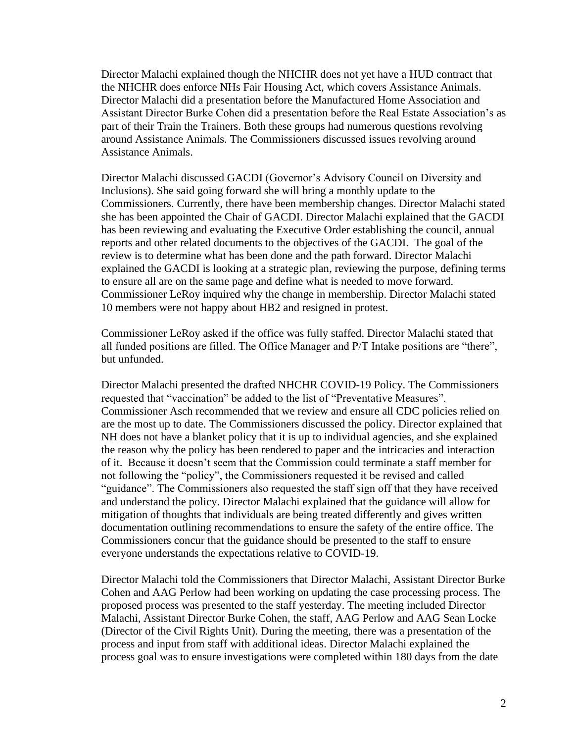Director Malachi explained though the NHCHR does not yet have a HUD contract that the NHCHR does enforce NHs Fair Housing Act, which covers Assistance Animals. Director Malachi did a presentation before the Manufactured Home Association and Assistant Director Burke Cohen did a presentation before the Real Estate Association's as part of their Train the Trainers. Both these groups had numerous questions revolving around Assistance Animals. The Commissioners discussed issues revolving around Assistance Animals.

Director Malachi discussed GACDI (Governor's Advisory Council on Diversity and Inclusions). She said going forward she will bring a monthly update to the Commissioners. Currently, there have been membership changes. Director Malachi stated she has been appointed the Chair of GACDI. Director Malachi explained that the GACDI has been reviewing and evaluating the Executive Order establishing the council, annual reports and other related documents to the objectives of the GACDI. The goal of the review is to determine what has been done and the path forward. Director Malachi explained the GACDI is looking at a strategic plan, reviewing the purpose, defining terms to ensure all are on the same page and define what is needed to move forward. Commissioner LeRoy inquired why the change in membership. Director Malachi stated 10 members were not happy about HB2 and resigned in protest.

Commissioner LeRoy asked if the office was fully staffed. Director Malachi stated that all funded positions are filled. The Office Manager and P/T Intake positions are "there", but unfunded.

Director Malachi presented the drafted NHCHR COVID-19 Policy. The Commissioners requested that "vaccination" be added to the list of "Preventative Measures". Commissioner Asch recommended that we review and ensure all CDC policies relied on are the most up to date. The Commissioners discussed the policy. Director explained that NH does not have a blanket policy that it is up to individual agencies, and she explained the reason why the policy has been rendered to paper and the intricacies and interaction of it. Because it doesn't seem that the Commission could terminate a staff member for not following the "policy", the Commissioners requested it be revised and called "guidance". The Commissioners also requested the staff sign off that they have received and understand the policy. Director Malachi explained that the guidance will allow for mitigation of thoughts that individuals are being treated differently and gives written documentation outlining recommendations to ensure the safety of the entire office. The Commissioners concur that the guidance should be presented to the staff to ensure everyone understands the expectations relative to COVID-19.

Director Malachi told the Commissioners that Director Malachi, Assistant Director Burke Cohen and AAG Perlow had been working on updating the case processing process. The proposed process was presented to the staff yesterday. The meeting included Director Malachi, Assistant Director Burke Cohen, the staff, AAG Perlow and AAG Sean Locke (Director of the Civil Rights Unit). During the meeting, there was a presentation of the process and input from staff with additional ideas. Director Malachi explained the process goal was to ensure investigations were completed within 180 days from the date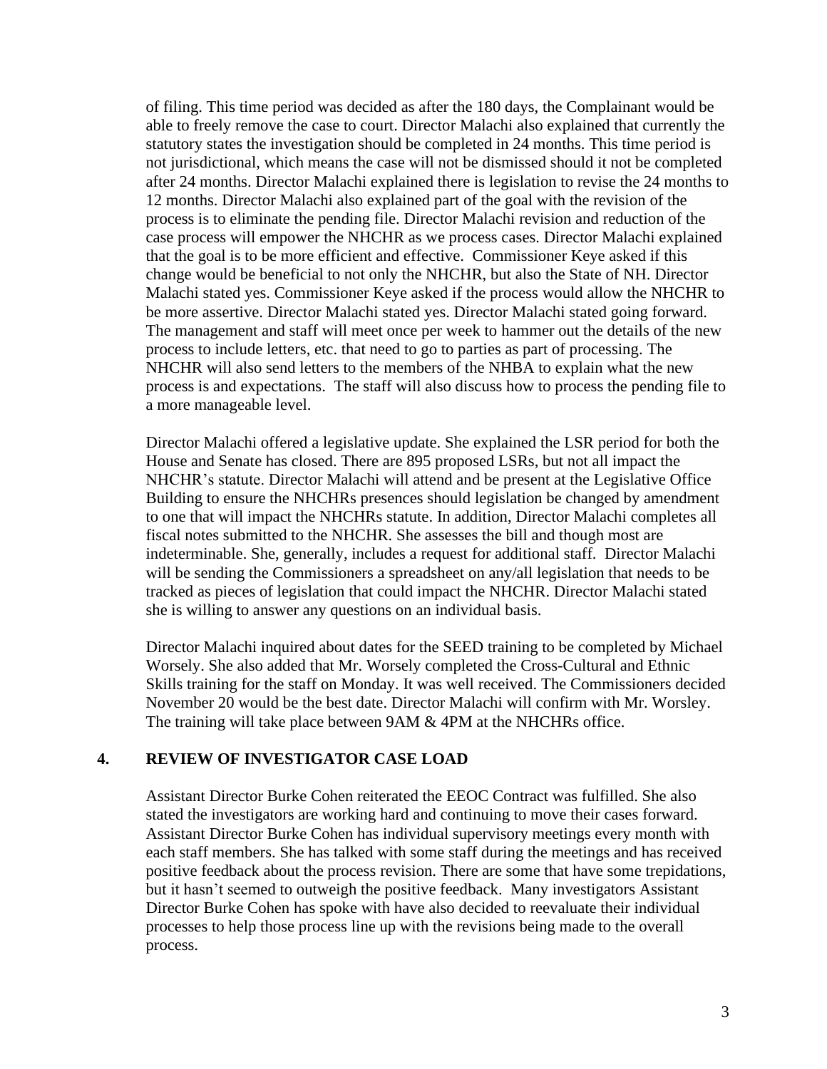of filing. This time period was decided as after the 180 days, the Complainant would be able to freely remove the case to court. Director Malachi also explained that currently the statutory states the investigation should be completed in 24 months. This time period is not jurisdictional, which means the case will not be dismissed should it not be completed after 24 months. Director Malachi explained there is legislation to revise the 24 months to 12 months. Director Malachi also explained part of the goal with the revision of the process is to eliminate the pending file. Director Malachi revision and reduction of the case process will empower the NHCHR as we process cases. Director Malachi explained that the goal is to be more efficient and effective. Commissioner Keye asked if this change would be beneficial to not only the NHCHR, but also the State of NH. Director Malachi stated yes. Commissioner Keye asked if the process would allow the NHCHR to be more assertive. Director Malachi stated yes. Director Malachi stated going forward. The management and staff will meet once per week to hammer out the details of the new process to include letters, etc. that need to go to parties as part of processing. The NHCHR will also send letters to the members of the NHBA to explain what the new process is and expectations. The staff will also discuss how to process the pending file to a more manageable level.

Director Malachi offered a legislative update. She explained the LSR period for both the House and Senate has closed. There are 895 proposed LSRs, but not all impact the NHCHR's statute. Director Malachi will attend and be present at the Legislative Office Building to ensure the NHCHRs presences should legislation be changed by amendment to one that will impact the NHCHRs statute. In addition, Director Malachi completes all fiscal notes submitted to the NHCHR. She assesses the bill and though most are indeterminable. She, generally, includes a request for additional staff. Director Malachi will be sending the Commissioners a spreadsheet on any/all legislation that needs to be tracked as pieces of legislation that could impact the NHCHR. Director Malachi stated she is willing to answer any questions on an individual basis.

Director Malachi inquired about dates for the SEED training to be completed by Michael Worsely. She also added that Mr. Worsely completed the Cross-Cultural and Ethnic Skills training for the staff on Monday. It was well received. The Commissioners decided November 20 would be the best date. Director Malachi will confirm with Mr. Worsley. The training will take place between 9AM & 4PM at the NHCHRs office.

## 4. REVIEW OF INVESTIGATOR CASE LOAD

Assistant Director Burke Cohen reiterated the EEOC Contract was fulfilled. She also stated the investigators are working hard and continuing to move their cases forward. Assistant Director Burke Cohen has individual supervisory meetings every month with each staff members. She has talked with some staff during the meetings and has received positive feedback about the process revision. There are some that have some trepidations, but it hasn't seemed to outweigh the positive feedback. Many investigators Assistant Director Burke Cohen has spoke with have also decided to reevaluate their individual processes to help those process line up with the revisions being made to the overall process.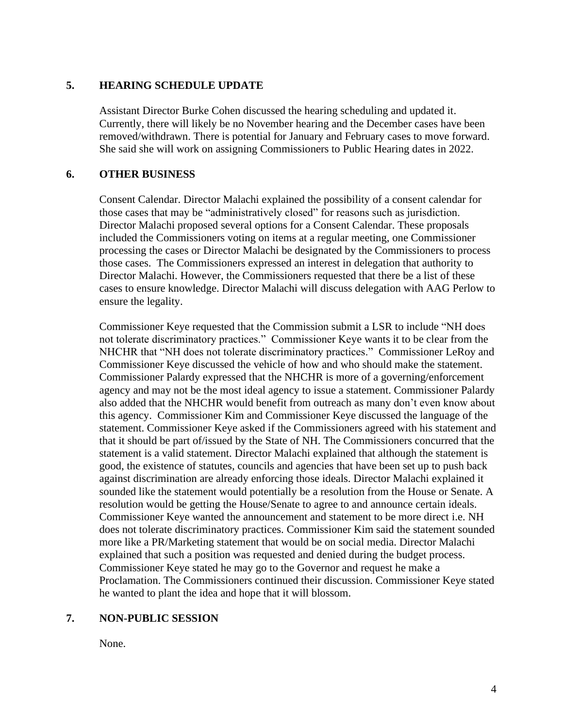## 5. HEARING SCHEDULE UPDATE

Assistant Director Burke Cohen discussed the hearing scheduling and updated it. Currently, there will likely be no November hearing and the December cases have been removed/withdrawn. There is potential for January and February cases to move forward. She said she will work on assigning Commissioners to Public Hearing dates in 2022.

## 6. OTHER BUSINESS

Consent Calendar. Director Malachi explained the possibility of a consent calendar for those cases that may be "administratively closed" for reasons such as jurisdiction. Director Malachi proposed several options for a Consent Calendar. These proposals included the Commissioners voting on items at a regular meeting, one Commissioner processing the cases or Director Malachi be designated by the Commissioners to process those cases. The Commissioners expressed an interest in delegation that authority to Director Malachi. However, the Commissioners requested that there be a list of these cases to ensure knowledge. Director Malachi will discuss delegation with AAG Perlow to ensure the legality.

Commissioner Keye requested that the Commission submit a LSR to include "NH does not tolerate discriminatory practices." Commissioner Keye wants it to be clear from the NHCHR that "NH does not tolerate discriminatory practices." Commissioner LeRoy and Commissioner Keye discussed the vehicle of how and who should make the statement. Commissioner Palardy expressed that the NHCHR is more of a governing/enforcement agency and may not be the most ideal agency to issue a statement. Commissioner Palardy also added that the NHCHR would benefit from outreach as many don't even know about this agency. Commissioner Kim and Commissioner Keye discussed the language of the statement. Commissioner Keye asked if the Commissioners agreed with his statement and that it should be part of/issued by the State of NH. The Commissioners concurred that the statement is a valid statement. Director Malachi explained that although the statement is good, the existence of statutes, councils and agencies that have been set up to push back against discrimination are already enforcing those ideals. Director Malachi explained it sounded like the statement would potentially be a resolution from the House or Senate. A resolution would be getting the House/Senate to agree to and announce certain ideals. Commissioner Keye wanted the announcement and statement to be more direct i.e. NH does not tolerate discriminatory practices. Commissioner Kim said the statement sounded more like a PR/Marketing statement that would be on social media. Director Malachi explained that such a position was requested and denied during the budget process. Commissioner Keye stated he may go to the Governor and request he make a Proclamation. The Commissioners continued their discussion. Commissioner Keye stated he wanted to plant the idea and hope that it will blossom.

## 7. NON-PUBLIC SESSION

None.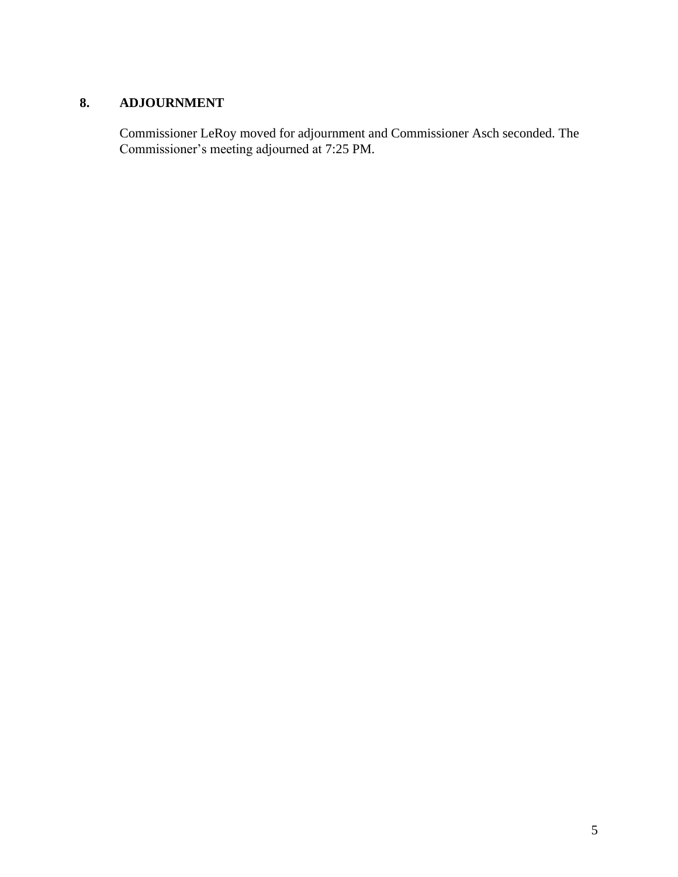## 8. ADJOURNMENT

Commissioner LeRoy moved for adjournment and Commissioner Asch seconded. The Commissioner's meeting adjourned at 7:25 PM.